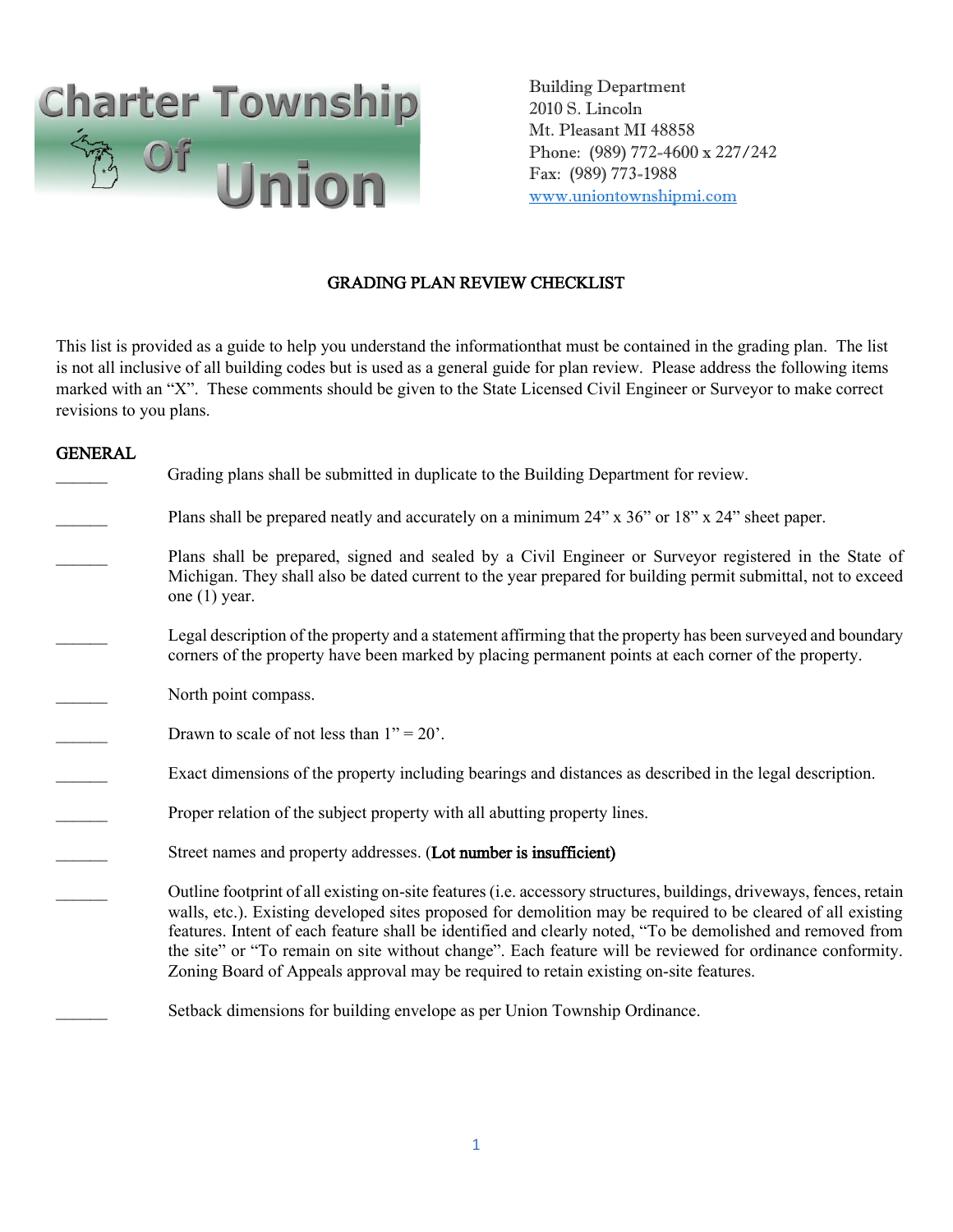Charter Township Of Union

Building Department
2010 S. Lincoln
Mt. Pleasant MI 48858
Phone: (989) 772-4600 x 227/242
Fax: (989) 773-1988
www.uniontownshipmi.com

# GRADING PLAN REVIEW CHECKLIST

This list is provided as a guide to help you understand the informationthat must be contained in the grading plan. The list is not all inclusive of all building codes but is used as a general guide for plan review. Please address the following items marked with an "X". These comments should be given to the State Licensed Civil Engineer or Surveyor to make correct revisions to you plans.

## GENERAL

______ Grading plans shall be submitted in duplicate to the Building Department for review.

______ Plans shall be prepared neatly and accurately on a minimum 24" x 36" or 18" x 24" sheet paper.

______ Plans shall be prepared, signed and sealed by a Civil Engineer or Surveyor registered in the State of Michigan. They shall also be dated current to the year prepared for building permit submittal, not to exceed one (1) year.

______ Legal description of the property and a statement affirming that the property has been surveyed and boundary corners of the property have been marked by placing permanent points at each corner of the property.

______ North point compass.

______ Drawn to scale of not less than 1" = 20'.

______ Exact dimensions of the property including bearings and distances as described in the legal description.

______ Proper relation of the subject property with all abutting property lines.

______ Street names and property addresses. (**Lot number is insufficient)**

______ Outline footprint of all existing on-site features (i.e. accessory structures, buildings, driveways, fences, retain walls, etc.). Existing developed sites proposed for demolition may be required to be cleared of all existing features. Intent of each feature shall be identified and clearly noted, "To be demolished and removed from the site" or "To remain on site without change". Each feature will be reviewed for ordinance conformity. Zoning Board of Appeals approval may be required to retain existing on-site features.

______ Setback dimensions for building envelope as per Union Township Ordinance.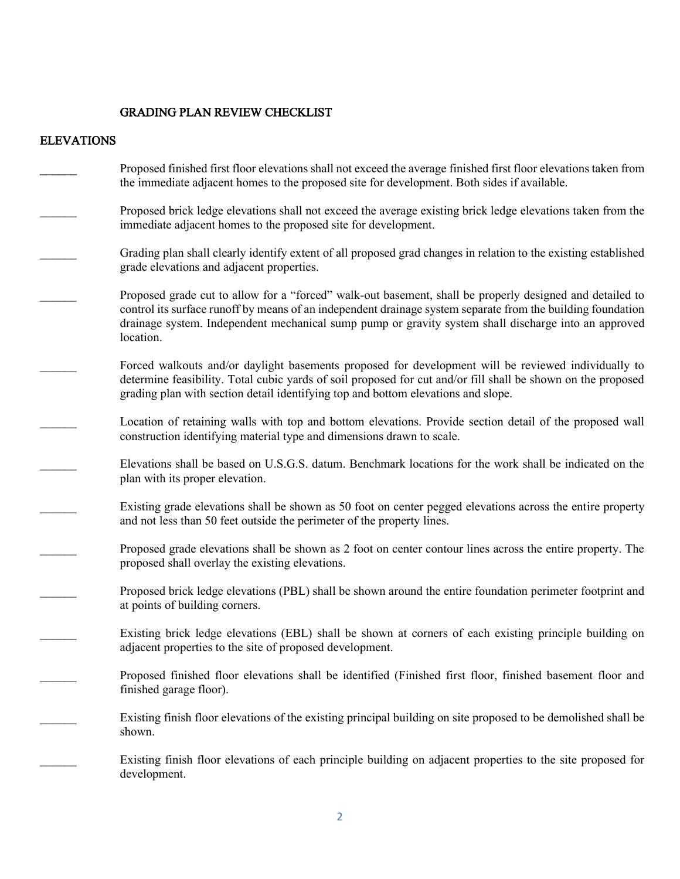# GRADING PLAN REVIEW CHECKLIST

## ELEVATIONS

______ Proposed finished first floor elevations shall not exceed the average finished first floor elevations taken from the immediate adjacent homes to the proposed site for development. Both sides if available.

______ Proposed brick ledge elevations shall not exceed the average existing brick ledge elevations taken from the immediate adjacent homes to the proposed site for development.

______ Grading plan shall clearly identify extent of all proposed grad changes in relation to the existing established grade elevations and adjacent properties.

______ Proposed grade cut to allow for a "forced" walk-out basement, shall be properly designed and detailed to control its surface runoff by means of an independent drainage system separate from the building foundation drainage system. Independent mechanical sump pump or gravity system shall discharge into an approved location.

______ Forced walkouts and/or daylight basements proposed for development will be reviewed individually to determine feasibility. Total cubic yards of soil proposed for cut and/or fill shall be shown on the proposed grading plan with section detail identifying top and bottom elevations and slope.

______ Location of retaining walls with top and bottom elevations. Provide section detail of the proposed wall construction identifying material type and dimensions drawn to scale.

______ Elevations shall be based on U.S.G.S. datum. Benchmark locations for the work shall be indicated on the plan with its proper elevation.

______ Existing grade elevations shall be shown as 50 foot on center pegged elevations across the entire property and not less than 50 feet outside the perimeter of the property lines.

______ Proposed grade elevations shall be shown as 2 foot on center contour lines across the entire property. The proposed shall overlay the existing elevations.

______ Proposed brick ledge elevations (PBL) shall be shown around the entire foundation perimeter footprint and at points of building corners.

______ Existing brick ledge elevations (EBL) shall be shown at corners of each existing principle building on adjacent properties to the site of proposed development.

______ Proposed finished floor elevations shall be identified (Finished first floor, finished basement floor and finished garage floor).

______ Existing finish floor elevations of the existing principal building on site proposed to be demolished shall be shown.

______ Existing finish floor elevations of each principle building on adjacent properties to the site proposed for development.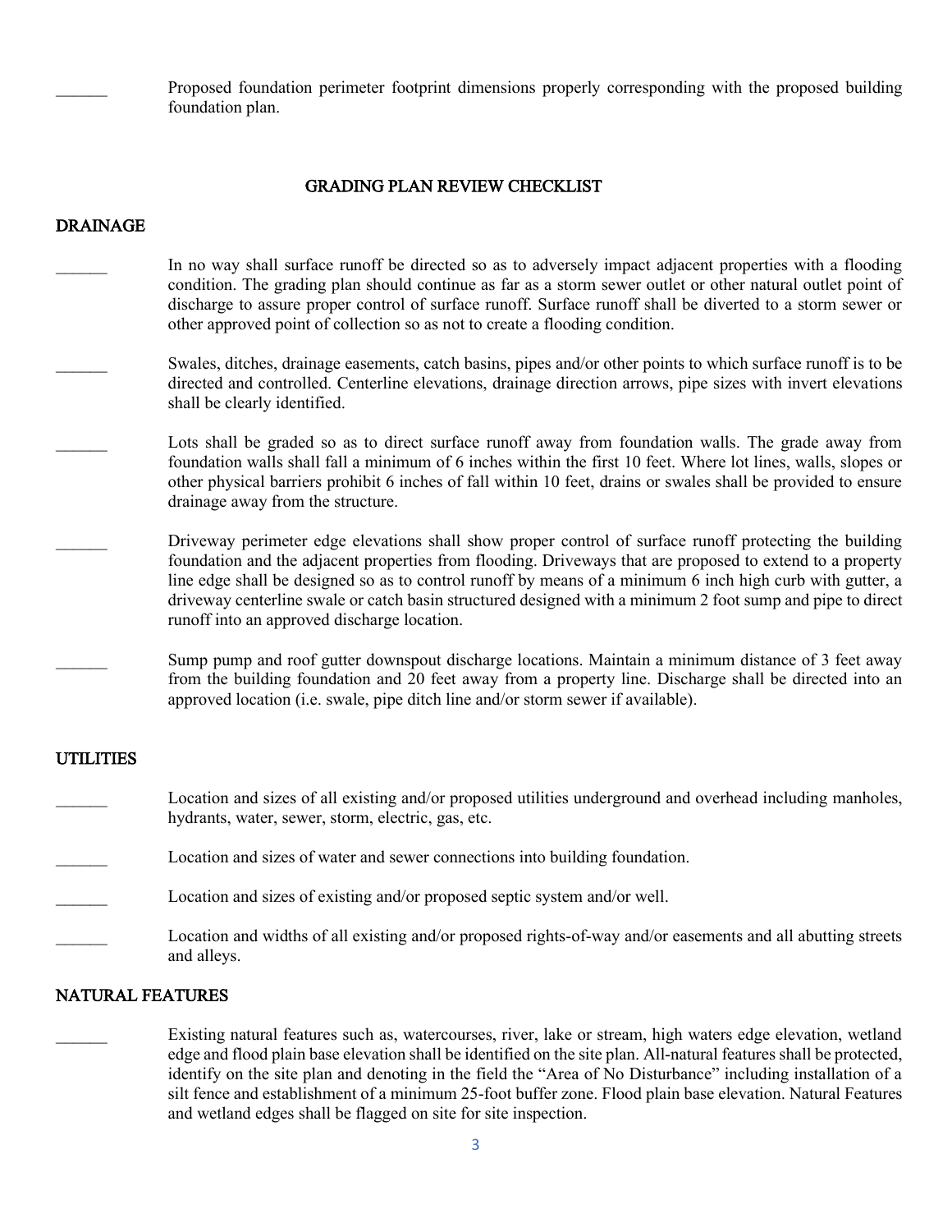______ Proposed foundation perimeter footprint dimensions properly corresponding with the proposed building foundation plan.

## GRADING PLAN REVIEW CHECKLIST

### DRAINAGE

______ In no way shall surface runoff be directed so as to adversely impact adjacent properties with a flooding condition. The grading plan should continue as far as a storm sewer outlet or other natural outlet point of discharge to assure proper control of surface runoff. Surface runoff shall be diverted to a storm sewer or other approved point of collection so as not to create a flooding condition.

______ Swales, ditches, drainage easements, catch basins, pipes and/or other points to which surface runoff is to be directed and controlled. Centerline elevations, drainage direction arrows, pipe sizes with invert elevations shall be clearly identified.

______ Lots shall be graded so as to direct surface runoff away from foundation walls. The grade away from foundation walls shall fall a minimum of 6 inches within the first 10 feet. Where lot lines, walls, slopes or other physical barriers prohibit 6 inches of fall within 10 feet, drains or swales shall be provided to ensure drainage away from the structure.

______ Driveway perimeter edge elevations shall show proper control of surface runoff protecting the building foundation and the adjacent properties from flooding. Driveways that are proposed to extend to a property line edge shall be designed so as to control runoff by means of a minimum 6 inch high curb with gutter, a driveway centerline swale or catch basin structured designed with a minimum 2 foot sump and pipe to direct runoff into an approved discharge location.

______ Sump pump and roof gutter downspout discharge locations. Maintain a minimum distance of 3 feet away from the building foundation and 20 feet away from a property line. Discharge shall be directed into an approved location (i.e. swale, pipe ditch line and/or storm sewer if available).

### UTILITIES

______ Location and sizes of all existing and/or proposed utilities underground and overhead including manholes, hydrants, water, sewer, storm, electric, gas, etc.

______ Location and sizes of water and sewer connections into building foundation.

______ Location and sizes of existing and/or proposed septic system and/or well.

______ Location and widths of all existing and/or proposed rights-of-way and/or easements and all abutting streets and alleys.

### NATURAL FEATURES

______ Existing natural features such as, watercourses, river, lake or stream, high waters edge elevation, wetland edge and flood plain base elevation shall be identified on the site plan. All-natural features shall be protected, identify on the site plan and denoting in the field the "Area of No Disturbance" including installation of a silt fence and establishment of a minimum 25-foot buffer zone. Flood plain base elevation. Natural Features and wetland edges shall be flagged on site for site inspection.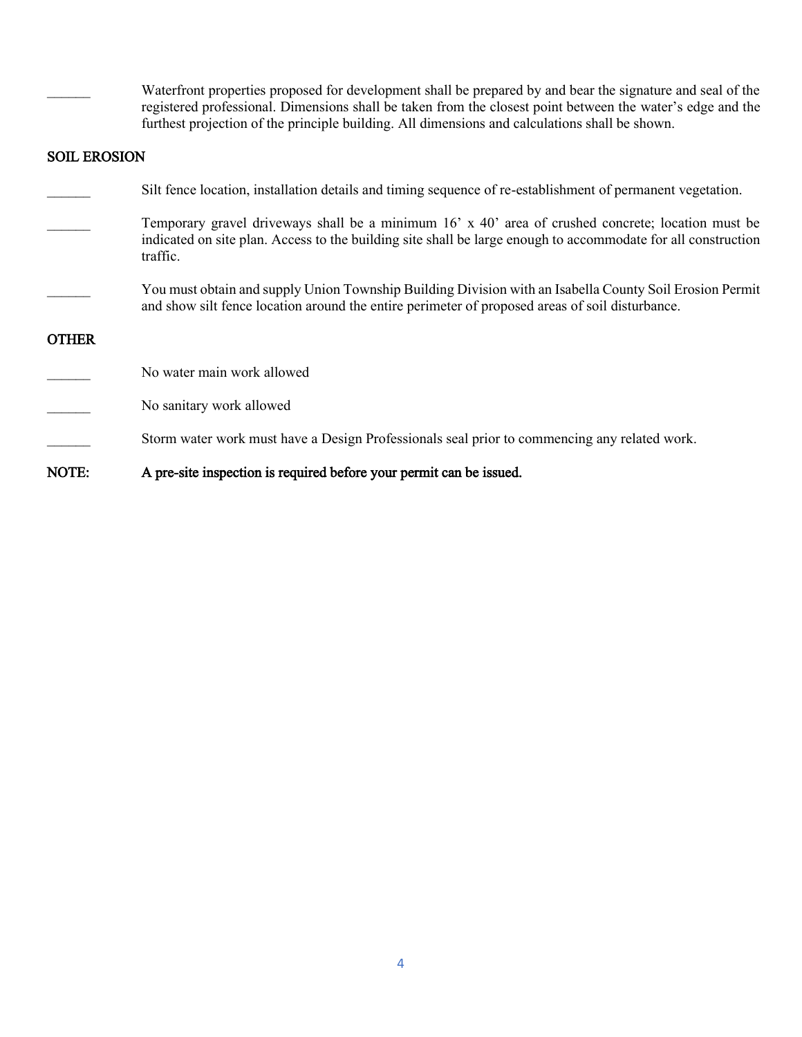______ Waterfront properties proposed for development shall be prepared by and bear the signature and seal of the registered professional. Dimensions shall be taken from the closest point between the water's edge and the furthest projection of the principle building. All dimensions and calculations shall be shown.

## SOIL EROSION

______ Silt fence location, installation details and timing sequence of re-establishment of permanent vegetation.

______ Temporary gravel driveways shall be a minimum 16' x 40' area of crushed concrete; location must be indicated on site plan. Access to the building site shall be large enough to accommodate for all construction traffic.

______ You must obtain and supply Union Township Building Division with an Isabella County Soil Erosion Permit and show silt fence location around the entire perimeter of proposed areas of soil disturbance.

## OTHER

______ No water main work allowed

______ No sanitary work allowed

______ Storm water work must have a Design Professionals seal prior to commencing any related work.

**NOTE: A pre-site inspection is required before your permit can be issued.**